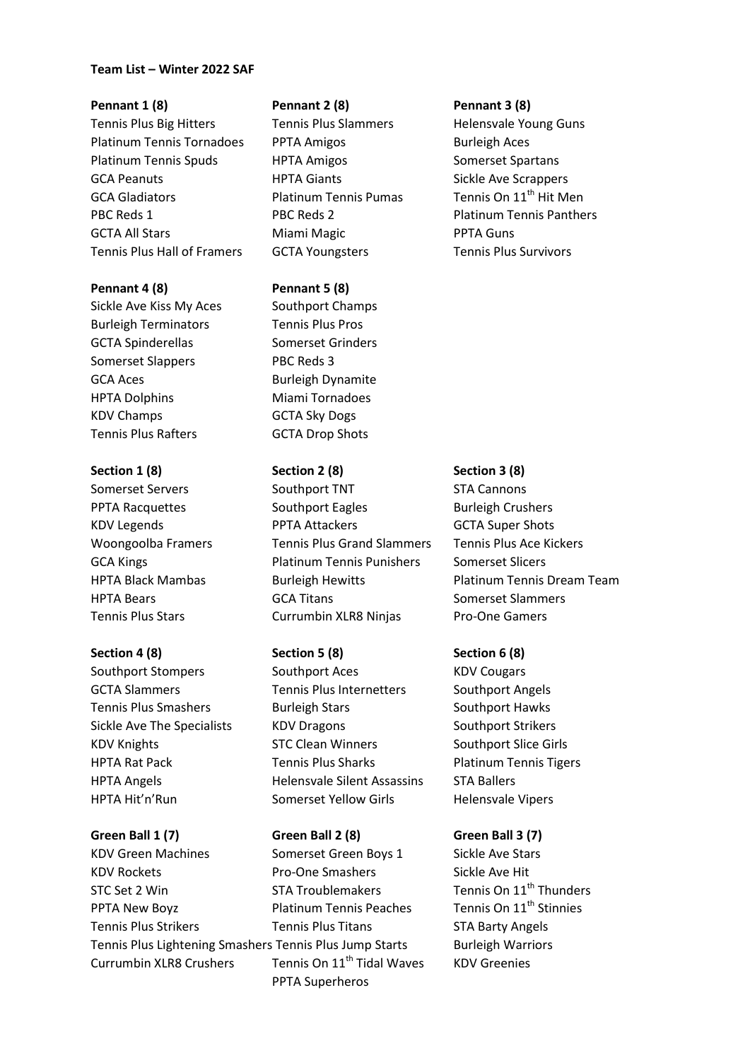**Team List – Winter 2022 SAF**

**Pennant 1 (8)**

Tennis Plus Big Hitters
Platinum Tennis Tornadoes
Platinum Tennis Spuds
GCA Peanuts
GCA Gladiators
PBC Reds 1
GCTA All Stars
Tennis Plus Hall of Framers

**Pennant 2 (8)**

Tennis Plus Slammers
PPTA Amigos
HPTA Amigos
HPTA Giants
Platinum Tennis Pumas
PBC Reds 2
Miami Magic
GCTA Youngsters

**Pennant 3 (8)**

Helensvale Young Guns
Burleigh Aces
Somerset Spartans
Sickle Ave Scrappers
Tennis On 11th Hit Men
Platinum Tennis Panthers
PPTA Guns
Tennis Plus Survivors

**Pennant 4 (8)**

Sickle Ave Kiss My Aces
Burleigh Terminators
GCTA Spinderellas
Somerset Slappers
GCA Aces
HPTA Dolphins
KDV Champs
Tennis Plus Rafters

**Pennant 5 (8)**

Southport Champs
Tennis Plus Pros
Somerset Grinders
PBC Reds 3
Burleigh Dynamite
Miami Tornadoes
GCTA Sky Dogs
GCTA Drop Shots

**Section 1 (8)**

Somerset Servers
PPTA Racquettes
KDV Legends
Woongoolba Framers
GCA Kings
HPTA Black Mambas
HPTA Bears
Tennis Plus Stars

**Section 2 (8)**

Southport TNT
Southport Eagles
PPTA Attackers
Tennis Plus Grand Slammers
Platinum Tennis Punishers
Burleigh Hewitts
GCA Titans
Currumbin XLR8 Ninjas

**Section 3 (8)**

STA Cannons
Burleigh Crushers
GCTA Super Shots
Tennis Plus Ace Kickers
Somerset Slicers
Platinum Tennis Dream Team
Somerset Slammers
Pro-One Gamers

**Section 4 (8)**

Southport Stompers
GCTA Slammers
Tennis Plus Smashers
Sickle Ave The Specialists
KDV Knights
HPTA Rat Pack
HPTA Angels
HPTA Hit'n'Run

**Section 5 (8)**

Southport Aces
Tennis Plus Internetters
Burleigh Stars
KDV Dragons
STC Clean Winners
Tennis Plus Sharks
Helensvale Silent Assassins
Somerset Yellow Girls

**Section 6 (8)**

KDV Cougars
Southport Angels
Southport Hawks
Southport Strikers
Southport Slice Girls
Platinum Tennis Tigers
STA Ballers
Helensvale Vipers

**Green Ball 1 (7)**

KDV Green Machines
KDV Rockets
STC Set 2 Win
PPTA New Boyz
Tennis Plus Strikers
Tennis Plus Lightening Smashers
Currumbin XLR8 Crushers

**Green Ball 2 (8)**

Somerset Green Boys 1
Pro-One Smashers
STA Troublemakers
Platinum Tennis Peaches
Tennis Plus Titans
Tennis Plus Jump Starts
Tennis On 11th Tidal Waves
PPTA Superheros

**Green Ball 3 (7)**

Sickle Ave Stars
Sickle Ave Hit
Tennis On 11th Thunders
Tennis On 11th Stinnies
STA Barty Angels
Burleigh Warriors
KDV Greenies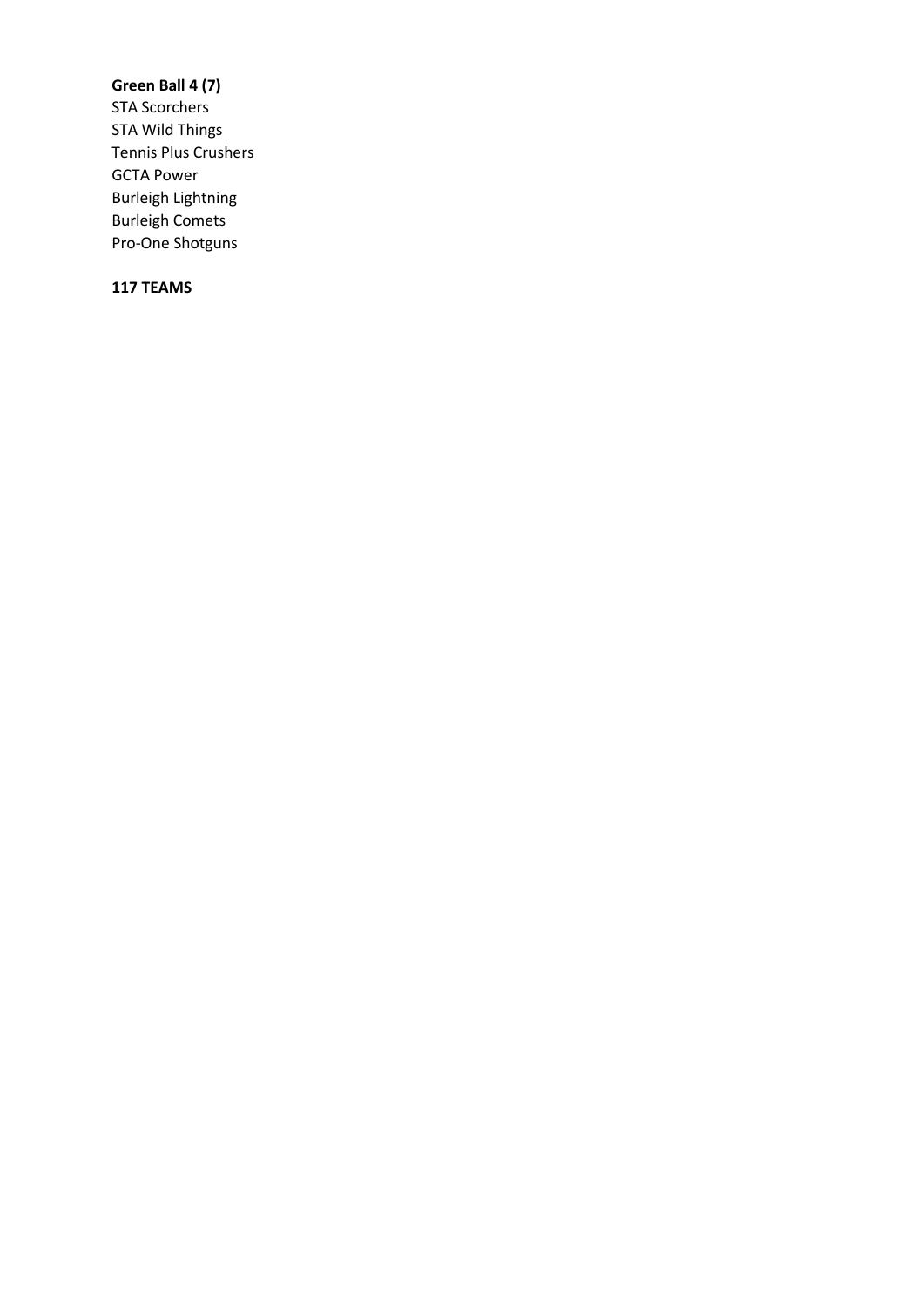**Green Ball 4 (7)**
STA Scorchers
STA Wild Things
Tennis Plus Crushers
GCTA Power
Burleigh Lightning
Burleigh Comets
Pro-One Shotguns

**117 TEAMS**